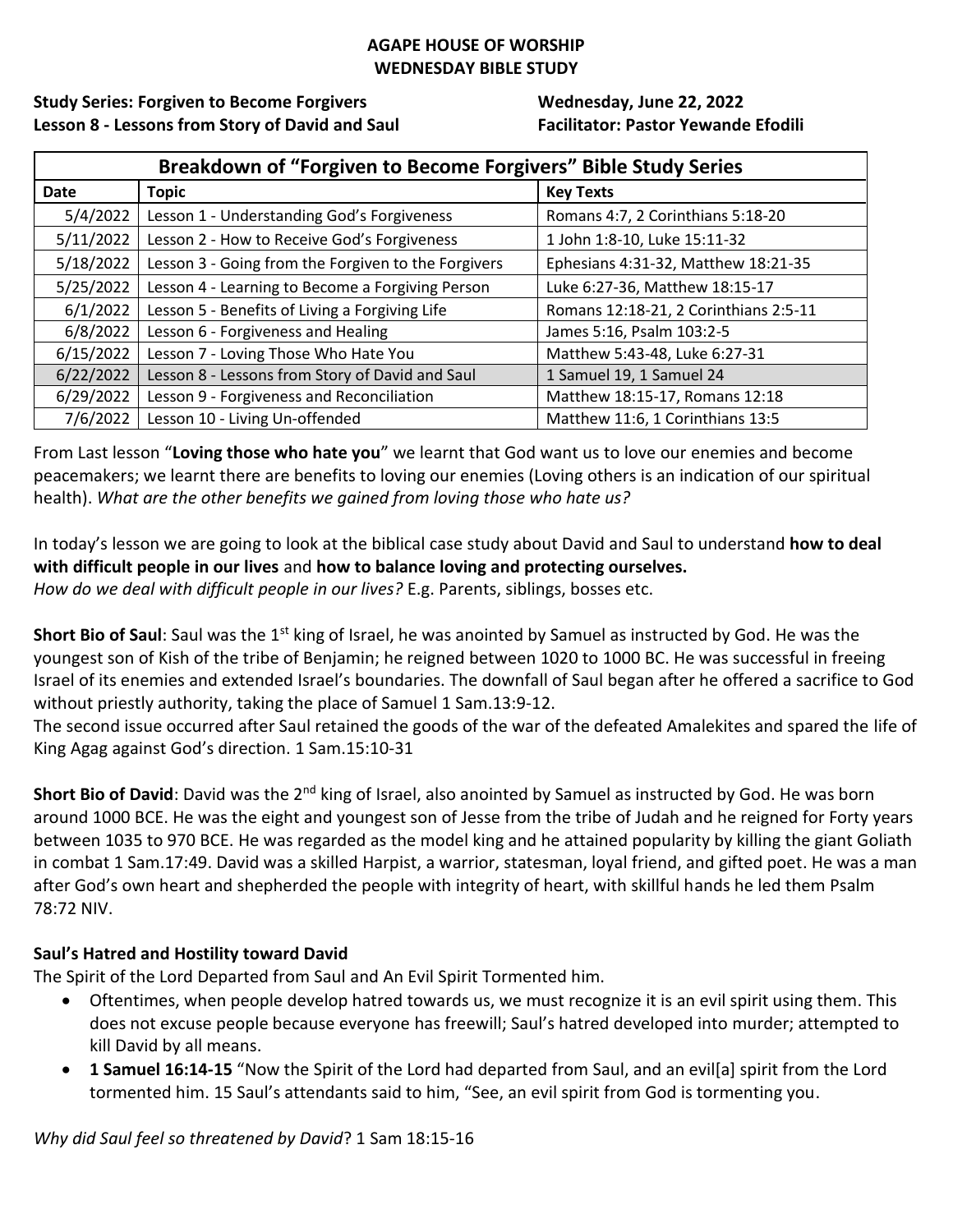**AGAPE HOUSE OF WORSHIP**
**WEDNESDAY BIBLE STUDY**

**Study Series: Forgiven to Become Forgivers** **Wednesday, June 22, 2022**
**Lesson 8 - Lessons from Story of David and Saul** **Facilitator: Pastor Yewande Efodili**

| Breakdown of "Forgiven to Become Forgivers" Bible Study Series | | |
|---|---|---|
| **Date** | **Topic** | **Key Texts** |
| 5/4/2022 | Lesson 1 - Understanding God's Forgiveness | Romans 4:7, 2 Corinthians 5:18-20 |
| 5/11/2022 | Lesson 2 - How to Receive God's Forgiveness | 1 John 1:8-10, Luke 15:11-32 |
| 5/18/2022 | Lesson 3 - Going from the Forgiven to the Forgivers | Ephesians 4:31-32, Matthew 18:21-35 |
| 5/25/2022 | Lesson 4 - Learning to Become a Forgiving Person | Luke 6:27-36, Matthew 18:15-17 |
| 6/1/2022 | Lesson 5 - Benefits of Living a Forgiving Life | Romans 12:18-21, 2 Corinthians 2:5-11 |
| 6/8/2022 | Lesson 6 - Forgiveness and Healing | James 5:16, Psalm 103:2-5 |
| 6/15/2022 | Lesson 7 - Loving Those Who Hate You | Matthew 5:43-48, Luke 6:27-31 |
| 6/22/2022 | Lesson 8 - Lessons from Story of David and Saul | 1 Samuel 19, 1 Samuel 24 |
| 6/29/2022 | Lesson 9 - Forgiveness and Reconciliation | Matthew 18:15-17, Romans 12:18 |
| 7/6/2022 | Lesson 10 - Living Un-offended | Matthew 11:6, 1 Corinthians 13:5 |

From Last lesson "**Loving those who hate you**" we learnt that God want us to love our enemies and become peacemakers; we learnt there are benefits to loving our enemies (Loving others is an indication of our spiritual health). *What are the other benefits we gained from loving those who hate us?*

In today's lesson we are going to look at the biblical case study about David and Saul to understand **how to deal with difficult people in our lives** and **how to balance loving and protecting ourselves.**
*How do we deal with difficult people in our lives?* E.g. Parents, siblings, bosses etc.

**Short Bio of Saul**: Saul was the 1st king of Israel, he was anointed by Samuel as instructed by God. He was the youngest son of Kish of the tribe of Benjamin; he reigned between 1020 to 1000 BC. He was successful in freeing Israel of its enemies and extended Israel's boundaries. The downfall of Saul began after he offered a sacrifice to God without priestly authority, taking the place of Samuel 1 Sam.13:9-12.
The second issue occurred after Saul retained the goods of the war of the defeated Amalekites and spared the life of King Agag against God's direction. 1 Sam.15:10-31

**Short Bio of David**: David was the 2nd king of Israel, also anointed by Samuel as instructed by God. He was born around 1000 BCE. He was the eight and youngest son of Jesse from the tribe of Judah and he reigned for Forty years between 1035 to 970 BCE. He was regarded as the model king and he attained popularity by killing the giant Goliath in combat 1 Sam.17:49. David was a skilled Harpist, a warrior, statesman, loyal friend, and gifted poet. He was a man after God's own heart and shepherded the people with integrity of heart, with skillful hands he led them Psalm 78:72 NIV.

**Saul's Hatred and Hostility toward David**

The Spirit of the Lord Departed from Saul and An Evil Spirit Tormented him.

- Oftentimes, when people develop hatred towards us, we must recognize it is an evil spirit using them. This does not excuse people because everyone has freewill; Saul's hatred developed into murder; attempted to kill David by all means.
- **1 Samuel 16:14-15** "Now the Spirit of the Lord had departed from Saul, and an evil[a] spirit from the Lord tormented him. 15 Saul's attendants said to him, "See, an evil spirit from God is tormenting you.

*Why did Saul feel so threatened by David*? 1 Sam 18:15-16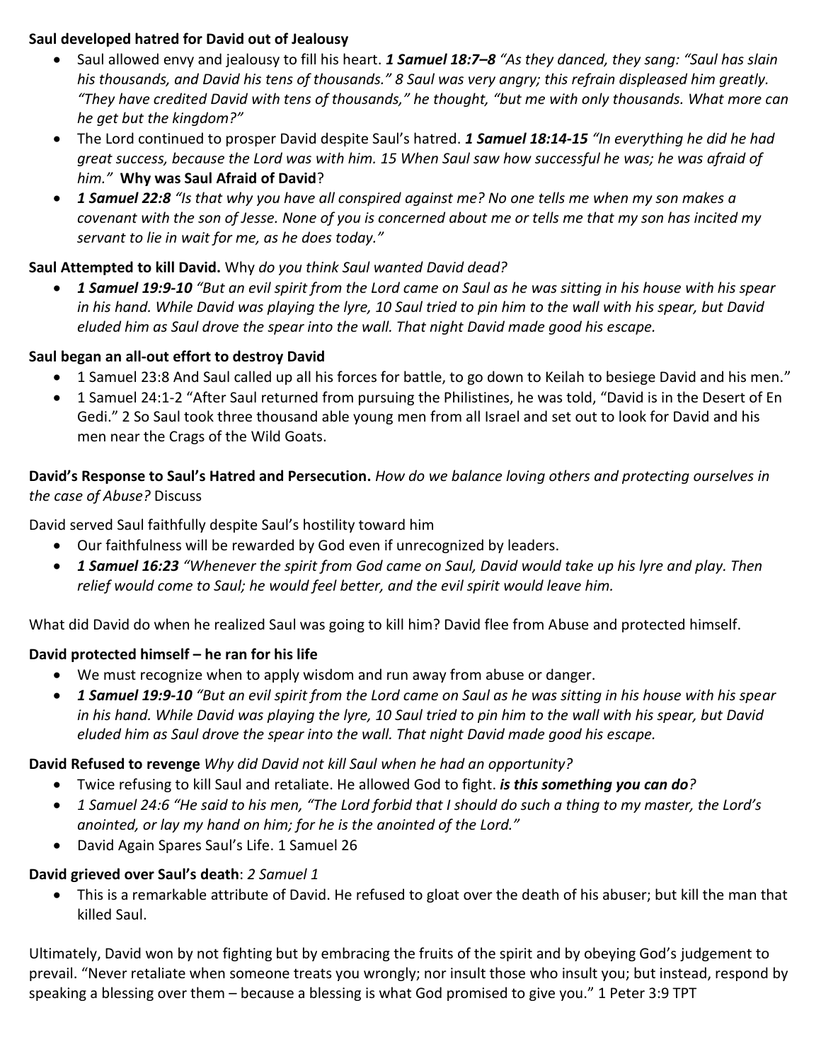**Saul developed hatred for David out of Jealousy**

- Saul allowed envy and jealousy to fill his heart. ***1 Samuel 18:7–8*** *"As they danced, they sang: "Saul has slain his thousands, and David his tens of thousands." 8 Saul was very angry; this refrain displeased him greatly. "They have credited David with tens of thousands," he thought, "but me with only thousands. What more can he get but the kingdom?"*
- The Lord continued to prosper David despite Saul's hatred. ***1 Samuel 18:14-15*** *"In everything he did he had great success, because the Lord was with him. 15 When Saul saw how successful he was; he was afraid of him."* **Why was Saul Afraid of David**?
- ***1 Samuel 22:8*** *"Is that why you have all conspired against me? No one tells me when my son makes a covenant with the son of Jesse. None of you is concerned about me or tells me that my son has incited my servant to lie in wait for me, as he does today."*

**Saul Attempted to kill David.** Why *do you think Saul wanted David dead?*

- ***1 Samuel 19:9-10*** *"But an evil spirit from the Lord came on Saul as he was sitting in his house with his spear in his hand. While David was playing the lyre, 10 Saul tried to pin him to the wall with his spear, but David eluded him as Saul drove the spear into the wall. That night David made good his escape.*

**Saul began an all-out effort to destroy David**

- 1 Samuel 23:8 And Saul called up all his forces for battle, to go down to Keilah to besiege David and his men."
- 1 Samuel 24:1-2 "After Saul returned from pursuing the Philistines, he was told, "David is in the Desert of En Gedi." 2 So Saul took three thousand able young men from all Israel and set out to look for David and his men near the Crags of the Wild Goats.

**David's Response to Saul's Hatred and Persecution.** *How do we balance loving others and protecting ourselves in the case of Abuse?* Discuss

David served Saul faithfully despite Saul's hostility toward him

- Our faithfulness will be rewarded by God even if unrecognized by leaders.
- ***1 Samuel 16:23*** *"Whenever the spirit from God came on Saul, David would take up his lyre and play. Then relief would come to Saul; he would feel better, and the evil spirit would leave him.*

What did David do when he realized Saul was going to kill him? David flee from Abuse and protected himself.

**David protected himself – he ran for his life**

- We must recognize when to apply wisdom and run away from abuse or danger.
- ***1 Samuel 19:9-10*** *"But an evil spirit from the Lord came on Saul as he was sitting in his house with his spear in his hand. While David was playing the lyre, 10 Saul tried to pin him to the wall with his spear, but David eluded him as Saul drove the spear into the wall. That night David made good his escape.*

**David Refused to revenge** *Why did David not kill Saul when he had an opportunity?*

- Twice refusing to kill Saul and retaliate. He allowed God to fight. ***is this something you can do****?*
- *1 Samuel 24:6 "He said to his men, "The Lord forbid that I should do such a thing to my master, the Lord's anointed, or lay my hand on him; for he is the anointed of the Lord."*
- David Again Spares Saul's Life. 1 Samuel 26

**David grieved over Saul's death**: *2 Samuel 1*

- This is a remarkable attribute of David. He refused to gloat over the death of his abuser; but kill the man that killed Saul.

Ultimately, David won by not fighting but by embracing the fruits of the spirit and by obeying God's judgement to prevail. "Never retaliate when someone treats you wrongly; nor insult those who insult you; but instead, respond by speaking a blessing over them – because a blessing is what God promised to give you." 1 Peter 3:9 TPT